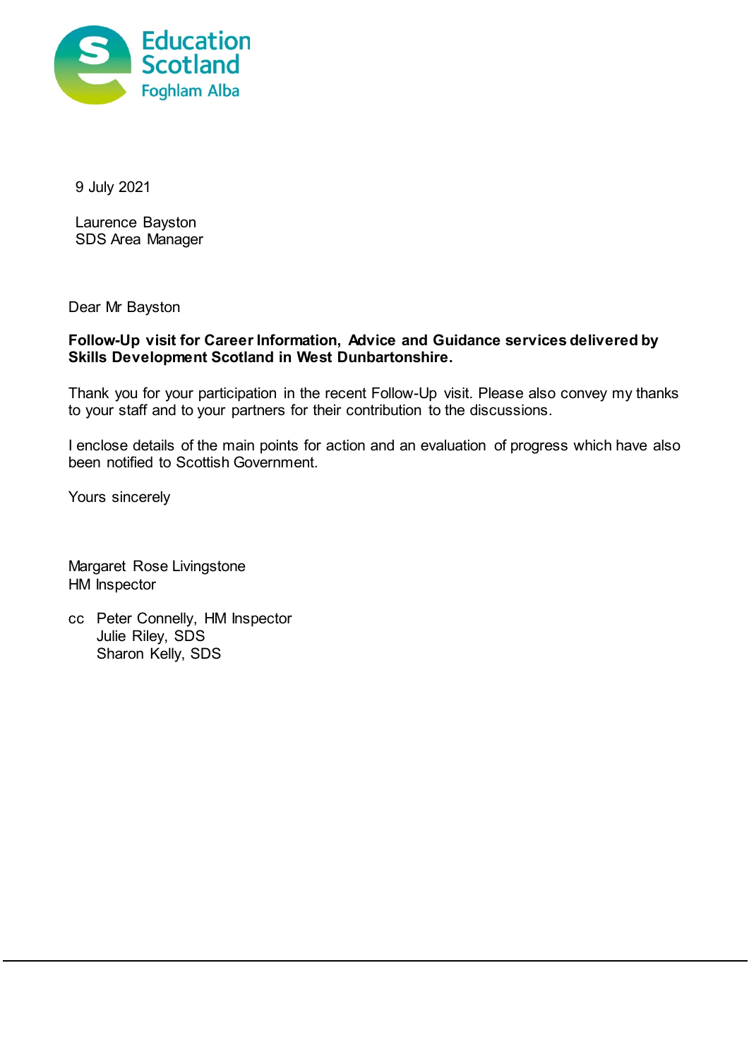Education Scotland
Foghlam Alba

9 July 2021

Laurence Bayston
SDS Area Manager

Dear Mr Bayston

**Follow-Up visit for Career Information, Advice and Guidance services delivered by Skills Development Scotland in West Dunbartonshire.**

Thank you for your participation in the recent Follow-Up visit. Please also convey my thanks to your staff and to your partners for their contribution to the discussions.

I enclose details of the main points for action and an evaluation of progress which have also been notified to Scottish Government.

Yours sincerely

Margaret Rose Livingstone
HM Inspector

cc Peter Connelly, HM Inspector
Julie Riley, SDS
Sharon Kelly, SDS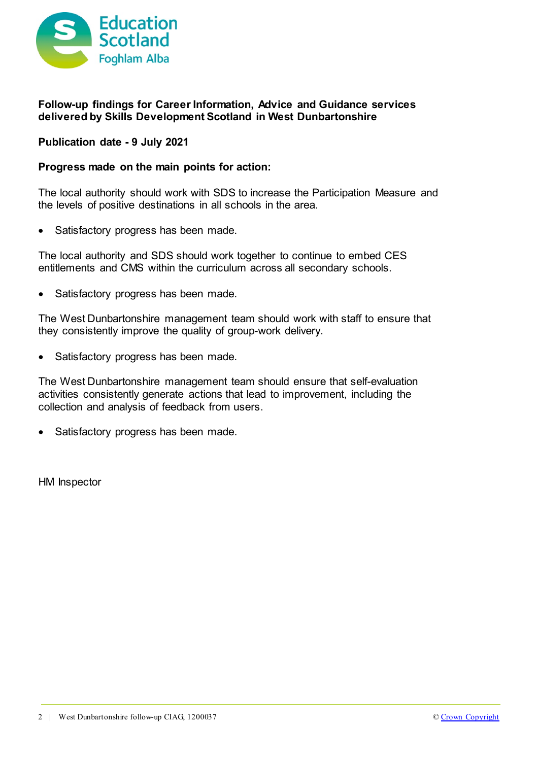**Follow-up findings for Career Information, Advice and Guidance services delivered by Skills Development Scotland in West Dunbartonshire**

**Publication date - 9 July 2021**

**Progress made on the main points for action:**

The local authority should work with SDS to increase the Participation Measure and the levels of positive destinations in all schools in the area.

- Satisfactory progress has been made.

The local authority and SDS should work together to continue to embed CES entitlements and CMS within the curriculum across all secondary schools.

- Satisfactory progress has been made.

The West Dunbartonshire management team should work with staff to ensure that they consistently improve the quality of group-work delivery.

- Satisfactory progress has been made.

The West Dunbartonshire management team should ensure that self-evaluation activities consistently generate actions that lead to improvement, including the collection and analysis of feedback from users.

- Satisfactory progress has been made.

HM Inspector